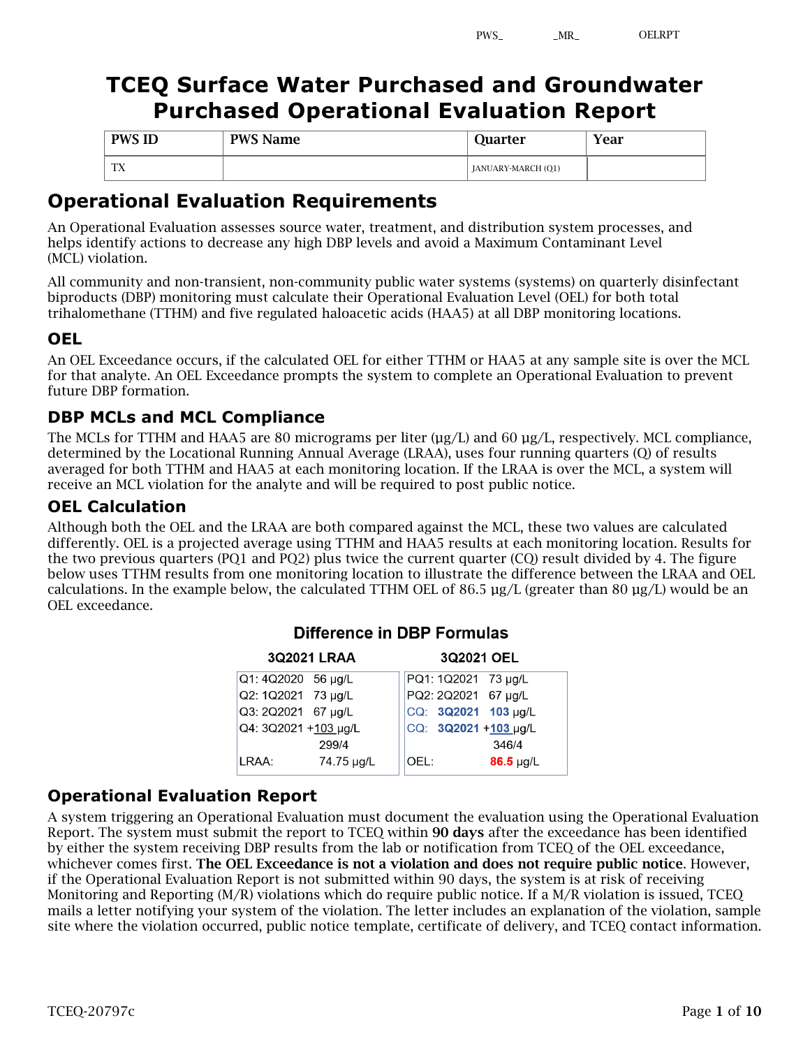PWS_ _MR_ OELRPT

# TCEQ Surface Water Purchased and Groundwater Purchased Operational Evaluation Report

| PWS ID | PWS Name | Quarter | Year |
|---|---|---|---|
| TX | | JANUARY-MARCH (Q1) | |

## Operational Evaluation Requirements

An Operational Evaluation assesses source water, treatment, and distribution system processes, and helps identify actions to decrease any high DBP levels and avoid a Maximum Contaminant Level (MCL) violation.

All community and non-transient, non-community public water systems (systems) on quarterly disinfectant biproducts (DBP) monitoring must calculate their Operational Evaluation Level (OEL) for both total trihalomethane (TTHM) and five regulated haloacetic acids (HAA5) at all DBP monitoring locations.

### OEL

An OEL Exceedance occurs, if the calculated OEL for either TTHM or HAA5 at any sample site is over the MCL for that analyte. An OEL Exceedance prompts the system to complete an Operational Evaluation to prevent future DBP formation.

### DBP MCLs and MCL Compliance

The MCLs for TTHM and HAA5 are 80 micrograms per liter (µg/L) and 60 µg/L, respectively. MCL compliance, determined by the Locational Running Annual Average (LRAA), uses four running quarters (Q) of results averaged for both TTHM and HAA5 at each monitoring location. If the LRAA is over the MCL, a system will receive an MCL violation for the analyte and will be required to post public notice.

### OEL Calculation

Although both the OEL and the LRAA are both compared against the MCL, these two values are calculated differently. OEL is a projected average using TTHM and HAA5 results at each monitoring location. Results for the two previous quarters (PQ1 and PQ2) plus twice the current quarter (CQ) result divided by 4. The figure below uses TTHM results from one monitoring location to illustrate the difference between the LRAA and OEL calculations. In the example below, the calculated TTHM OEL of 86.5 µg/L (greater than 80 µg/L) would be an OEL exceedance.

**Difference in DBP Formulas**

| 3Q2021 LRAA | | 3Q2021 OEL | |
|---|---|---|---|
| Q1: 4Q2020 | 56 µg/L | PQ1: 1Q2021 | 73 µg/L |
| Q2: 1Q2021 | 73 µg/L | PQ2: 2Q2021 | 67 µg/L |
| Q3: 2Q2021 | 67 µg/L | CQ: **3Q2021** | **103** µg/L |
| Q4: 3Q2021 | +103 µg/L | CQ: **3Q2021** | +**103** µg/L |
| | 299/4 | | 346/4 |
| LRAA: | 74.75 µg/L | OEL: | **86.5** µg/L |

## Operational Evaluation Report

A system triggering an Operational Evaluation must document the evaluation using the Operational Evaluation Report. The system must submit the report to TCEQ within **90 days** after the exceedance has been identified by either the system receiving DBP results from the lab or notification from TCEQ of the OEL exceedance, whichever comes first. **The OEL Exceedance is not a violation and does not require public notice**. However, if the Operational Evaluation Report is not submitted within 90 days, the system is at risk of receiving Monitoring and Reporting (M/R) violations which do require public notice. If a M/R violation is issued, TCEQ mails a letter notifying your system of the violation. The letter includes an explanation of the violation, sample site where the violation occurred, public notice template, certificate of delivery, and TCEQ contact information.

TCEQ-20797c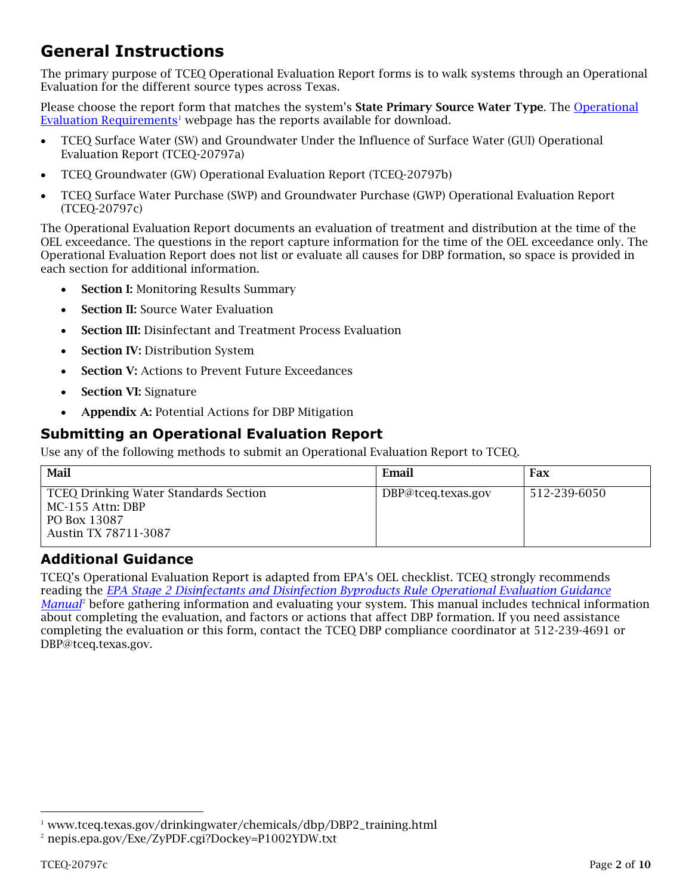## General Instructions

The primary purpose of TCEQ Operational Evaluation Report forms is to walk systems through an Operational Evaluation for the different source types across Texas.

Please choose the report form that matches the system's **State Primary Source Water Type**. The Operational Evaluation Requirements[1] webpage has the reports available for download.

- TCEQ Surface Water (SW) and Groundwater Under the Influence of Surface Water (GUI) Operational Evaluation Report (TCEQ-20797a)
- TCEQ Groundwater (GW) Operational Evaluation Report (TCEQ-20797b)
- TCEQ Surface Water Purchase (SWP) and Groundwater Purchase (GWP) Operational Evaluation Report (TCEQ-20797c)

The Operational Evaluation Report documents an evaluation of treatment and distribution at the time of the OEL exceedance. The questions in the report capture information for the time of the OEL exceedance only. The Operational Evaluation Report does not list or evaluate all causes for DBP formation, so space is provided in each section for additional information.

- **Section I:** Monitoring Results Summary
- **Section II:** Source Water Evaluation
- **Section III:** Disinfectant and Treatment Process Evaluation
- **Section IV:** Distribution System
- **Section V:** Actions to Prevent Future Exceedances
- **Section VI:** Signature
- **Appendix A:** Potential Actions for DBP Mitigation

### Submitting an Operational Evaluation Report

Use any of the following methods to submit an Operational Evaluation Report to TCEQ.

| Mail | Email | Fax |
|---|---|---|
| TCEQ Drinking Water Standards Section<br>MC-155 Attn: DBP<br>PO Box 13087<br>Austin TX 78711-3087 | DBP@tceq.texas.gov | 512-239-6050 |

### Additional Guidance

TCEQ's Operational Evaluation Report is adapted from EPA's OEL checklist. TCEQ strongly recommends reading the *EPA Stage 2 Disinfectants and Disinfection Byproducts Rule Operational Evaluation Guidance Manual*[2] before gathering information and evaluating your system. This manual includes technical information about completing the evaluation, and factors or actions that affect DBP formation. If you need assistance completing the evaluation or this form, contact the TCEQ DBP compliance coordinator at 512-239-4691 or DBP@tceq.texas.gov.

[1] www.tceq.texas.gov/drinkingwater/chemicals/dbp/DBP2_training.html

[2] nepis.epa.gov/Exe/ZyPDF.cgi?Dockey=P1002YDW.txt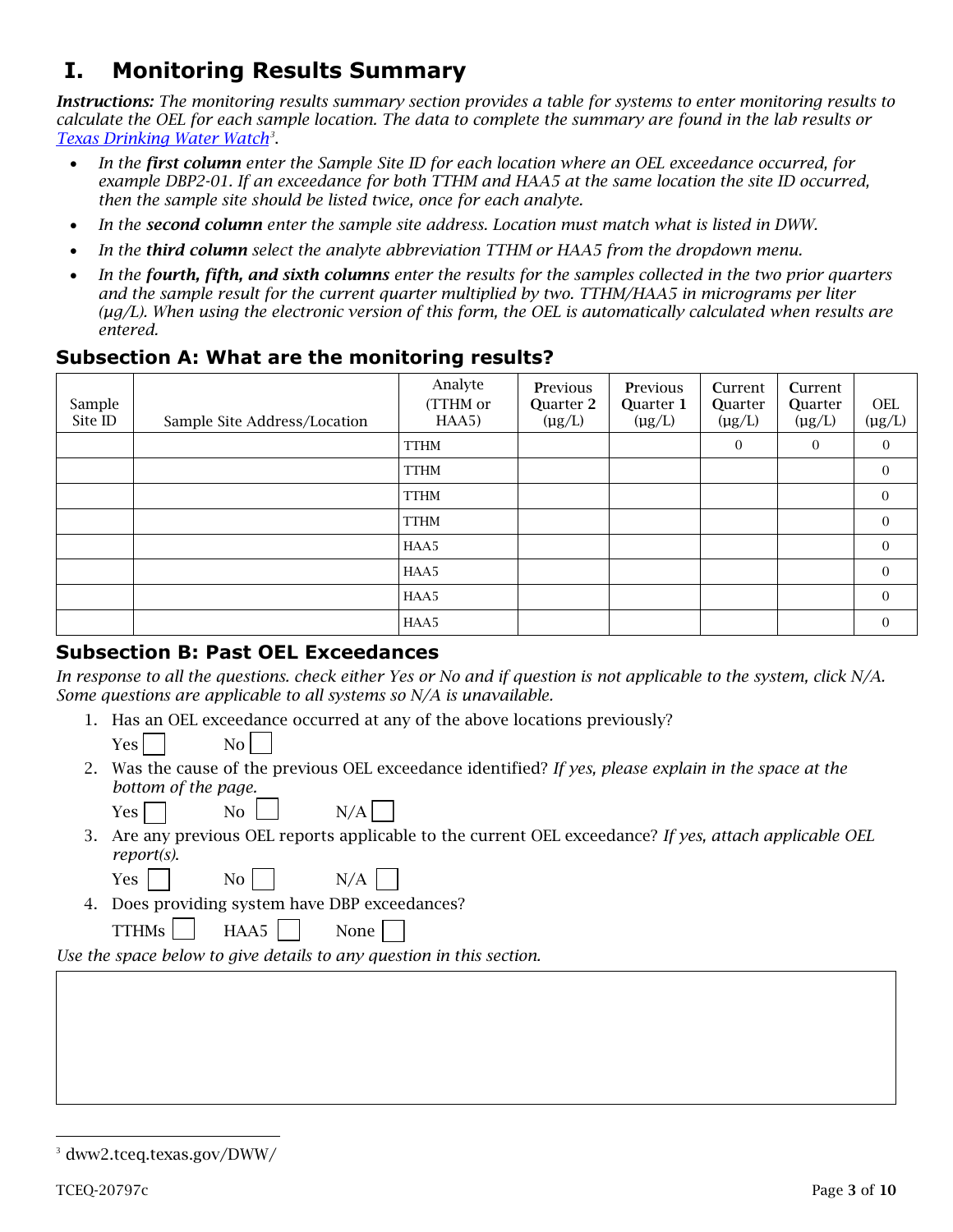# I. Monitoring Results Summary

***Instructions:*** *The monitoring results summary section provides a table for systems to enter monitoring results to calculate the OEL for each sample location. The data to complete the summary are found in the lab results or [Texas Drinking Water Watch](dww2.tceq.texas.gov/DWW/)[3].*

- *In the* ***first column*** *enter the Sample Site ID for each location where an OEL exceedance occurred, for example DBP2-01. If an exceedance for both TTHM and HAA5 at the same location the site ID occurred, then the sample site should be listed twice, once for each analyte.*
- *In the* ***second column*** *enter the sample site address. Location must match what is listed in DWW.*
- *In the* ***third column*** *select the analyte abbreviation TTHM or HAA5 from the dropdown menu.*
- *In the* ***fourth, fifth, and sixth columns*** *enter the results for the samples collected in the two prior quarters and the sample result for the current quarter multiplied by two. TTHM/HAA5 in micrograms per liter (µg/L). When using the electronic version of this form, the OEL is automatically calculated when results are entered.*

## Subsection A: What are the monitoring results?

| Sample Site ID | Sample Site Address/Location | Analyte (TTHM or HAA5) | Previous Quarter 2 (µg/L) | Previous Quarter 1 (µg/L) | Current Quarter (µg/L) | Current Quarter (µg/L) | OEL (µg/L) |
|---|---|---|---|---|---|---|---|
| | | TTHM | | | 0 | 0 | 0 |
| | | TTHM | | | | | 0 |
| | | TTHM | | | | | 0 |
| | | TTHM | | | | | 0 |
| | | HAA5 | | | | | 0 |
| | | HAA5 | | | | | 0 |
| | | HAA5 | | | | | 0 |
| | | HAA5 | | | | | 0 |

## Subsection B: Past OEL Exceedances

*In response to all the questions. check either Yes or No and if question is not applicable to the system, click N/A. Some questions are applicable to all systems so N/A is unavailable.*

1. Has an OEL exceedance occurred at any of the above locations previously?

   Yes ☐ No ☐

2. Was the cause of the previous OEL exceedance identified? *If yes, please explain in the space at the bottom of the page.*

   Yes ☐ No ☐ N/A ☐

3. Are any previous OEL reports applicable to the current OEL exceedance? *If yes, attach applicable OEL report(s).*

   Yes ☐ No ☐ N/A ☐

4. Does providing system have DBP exceedances?

   TTHMs ☐ HAA5 ☐ None ☐

*Use the space below to give details to any question in this section.*

---

[3] dww2.tceq.texas.gov/DWW/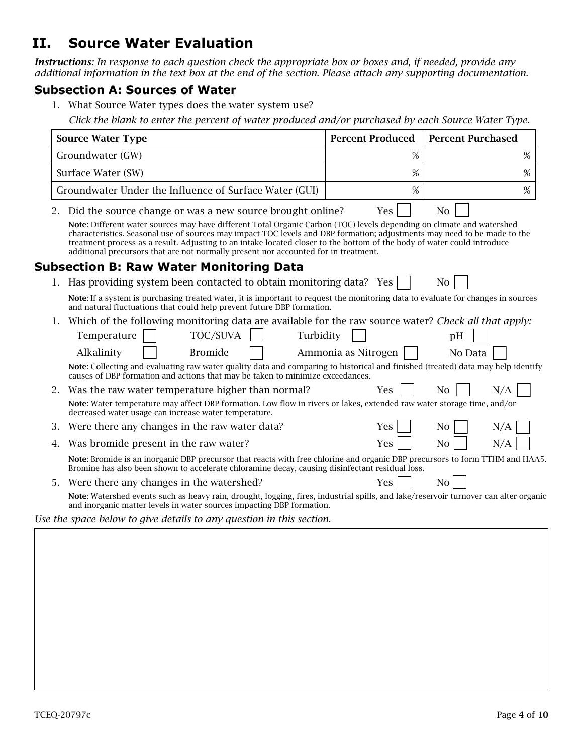## II. Source Water Evaluation

***Instructions****: In response to each question check the appropriate box or boxes and, if needed, provide any additional information in the text box at the end of the section. Please attach any supporting documentation.*

### Subsection A: Sources of Water

1. What Source Water types does the water system use?

   *Click the blank to enter the percent of water produced and/or purchased by each Source Water Type.*

| Source Water Type | Percent Produced | Percent Purchased |
|---|---|---|
| Groundwater (GW) | % | % |
| Surface Water (SW) | % | % |
| Groundwater Under the Influence of Surface Water (GUI) | % | % |

2. Did the source change or was a new source brought online? Yes ☐ No ☐

   **Note**: Different water sources may have different Total Organic Carbon (TOC) levels depending on climate and watershed characteristics. Seasonal use of sources may impact TOC levels and DBP formation; adjustments may need to be made to the treatment process as a result. Adjusting to an intake located closer to the bottom of the body of water could introduce additional precursors that are not normally present nor accounted for in treatment.

### Subsection B: Raw Water Monitoring Data

1. Has providing system been contacted to obtain monitoring data? Yes ☐ No ☐

   **Note**: If a system is purchasing treated water, it is important to request the monitoring data to evaluate for changes in sources and natural fluctuations that could help prevent future DBP formation.

1. Which of the following monitoring data are available for the raw source water? *Check all that apply:*

   Temperature ☐ TOC/SUVA ☐ Turbidity ☐ pH ☐

   Alkalinity ☐ Bromide ☐ Ammonia as Nitrogen ☐ No Data ☐

   **Note**: Collecting and evaluating raw water quality data and comparing to historical and finished (treated) data may help identify causes of DBP formation and actions that may be taken to minimize exceedances.

2. Was the raw water temperature higher than normal? Yes ☐ No ☐ N/A ☐

   **Note**: Water temperature may affect DBP formation. Low flow in rivers or lakes, extended raw water storage time, and/or decreased water usage can increase water temperature.

3. Were there any changes in the raw water data? Yes ☐ No ☐ N/A ☐

4. Was bromide present in the raw water? Yes ☐ No ☐ N/A ☐

   **Note**: Bromide is an inorganic DBP precursor that reacts with free chlorine and organic DBP precursors to form TTHM and HAA5. Bromine has also been shown to accelerate chloramine decay, causing disinfectant residual loss.

5. Were there any changes in the watershed? Yes ☐ No ☐

   **Note**: Watershed events such as heavy rain, drought, logging, fires, industrial spills, and lake/reservoir turnover can alter organic and inorganic matter levels in water sources impacting DBP formation.

*Use the space below to give details to any question in this section.*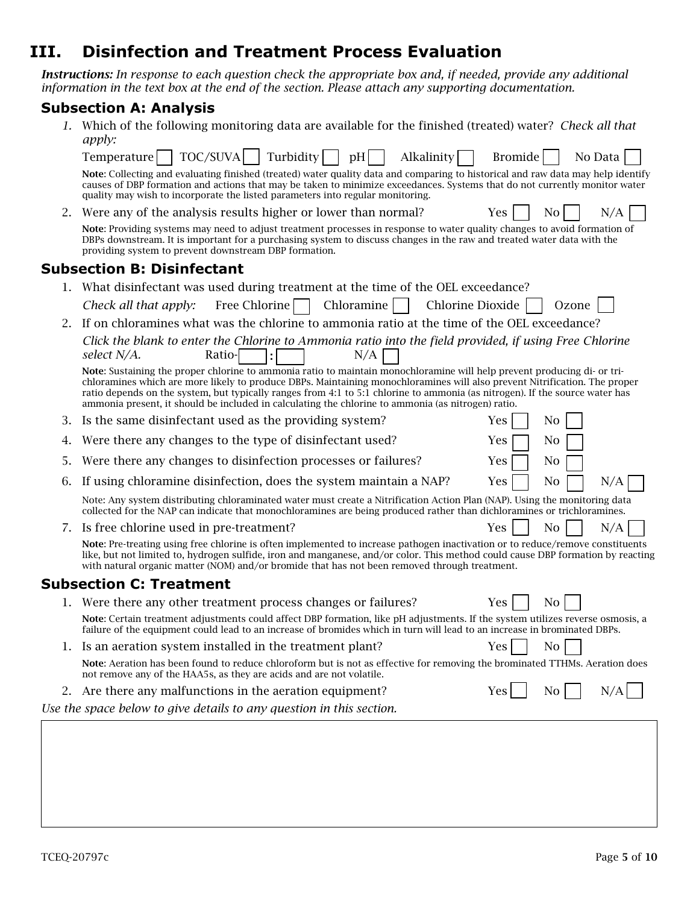## III. Disinfection and Treatment Process Evaluation

***Instructions:*** *In response to each question check the appropriate box and, if needed, provide any additional information in the text box at the end of the section. Please attach any supporting documentation.*

### Subsection A: Analysis

1. Which of the following monitoring data are available for the finished (treated) water? *Check all that apply:*

   Temperature ☐ TOC/SUVA ☐ Turbidity ☐ pH ☐ Alkalinity ☐ Bromide ☐ No Data ☐

   **Note**: Collecting and evaluating finished (treated) water quality data and comparing to historical and raw data may help identify causes of DBP formation and actions that may be taken to minimize exceedances. Systems that do not currently monitor water quality may wish to incorporate the listed parameters into regular monitoring.

2. Were any of the analysis results higher or lower than normal? Yes ☐ No ☐ N/A ☐

   **Note**: Providing systems may need to adjust treatment processes in response to water quality changes to avoid formation of DBPs downstream. It is important for a purchasing system to discuss changes in the raw and treated water data with the providing system to prevent downstream DBP formation.

### Subsection B: Disinfectant

1. What disinfectant was used during treatment at the time of the OEL exceedance?

   *Check all that apply:* Free Chlorine ☐ Chloramine ☐ Chlorine Dioxide ☐ Ozone ☐

2. If on chloramines what was the chlorine to ammonia ratio at the time of the OEL exceedance?

   *Click the blank to enter the Chlorine to Ammonia ratio into the field provided, if using Free Chlorine select N/A.* Ratio- ☐ : ☐ N/A ☐

   **Note**: Sustaining the proper chlorine to ammonia ratio to maintain monochloramine will help prevent producing di- or tri-chloramines which are more likely to produce DBPs. Maintaining monochloramines will also prevent Nitrification. The proper ratio depends on the system, but typically ranges from 4:1 to 5:1 chlorine to ammonia (as nitrogen). If the source water has ammonia present, it should be included in calculating the chlorine to ammonia (as nitrogen) ratio.

3. Is the same disinfectant used as the providing system? Yes ☐ No ☐
4. Were there any changes to the type of disinfectant used? Yes ☐ No ☐
5. Were there any changes to disinfection processes or failures? Yes ☐ No ☐
6. If using chloramine disinfection, does the system maintain a NAP? Yes ☐ No ☐ N/A ☐

   Note: Any system distributing chloraminated water must create a Nitrification Action Plan (NAP). Using the monitoring data collected for the NAP can indicate that monochloramines are being produced rather than dichloramines or trichloramines.

7. Is free chlorine used in pre-treatment? Yes ☐ No ☐ N/A ☐

   **Note**: Pre-treating using free chlorine is often implemented to increase pathogen inactivation or to reduce/remove constituents like, but not limited to, hydrogen sulfide, iron and manganese, and/or color. This method could cause DBP formation by reacting with natural organic matter (NOM) and/or bromide that has not been removed through treatment.

### Subsection C: Treatment

1. Were there any other treatment process changes or failures? Yes ☐ No ☐

   **Note**: Certain treatment adjustments could affect DBP formation, like pH adjustments. If the system utilizes reverse osmosis, a failure of the equipment could lead to an increase of bromides which in turn will lead to an increase in brominated DBPs.

1. Is an aeration system installed in the treatment plant? Yes ☐ No ☐

   **Note**: Aeration has been found to reduce chloroform but is not as effective for removing the brominated TTHMs. Aeration does not remove any of the HAA5s, as they are acids and are not volatile.

2. Are there any malfunctions in the aeration equipment? Yes ☐ No ☐ N/A ☐

*Use the space below to give details to any question in this section.*

TCEQ-20797c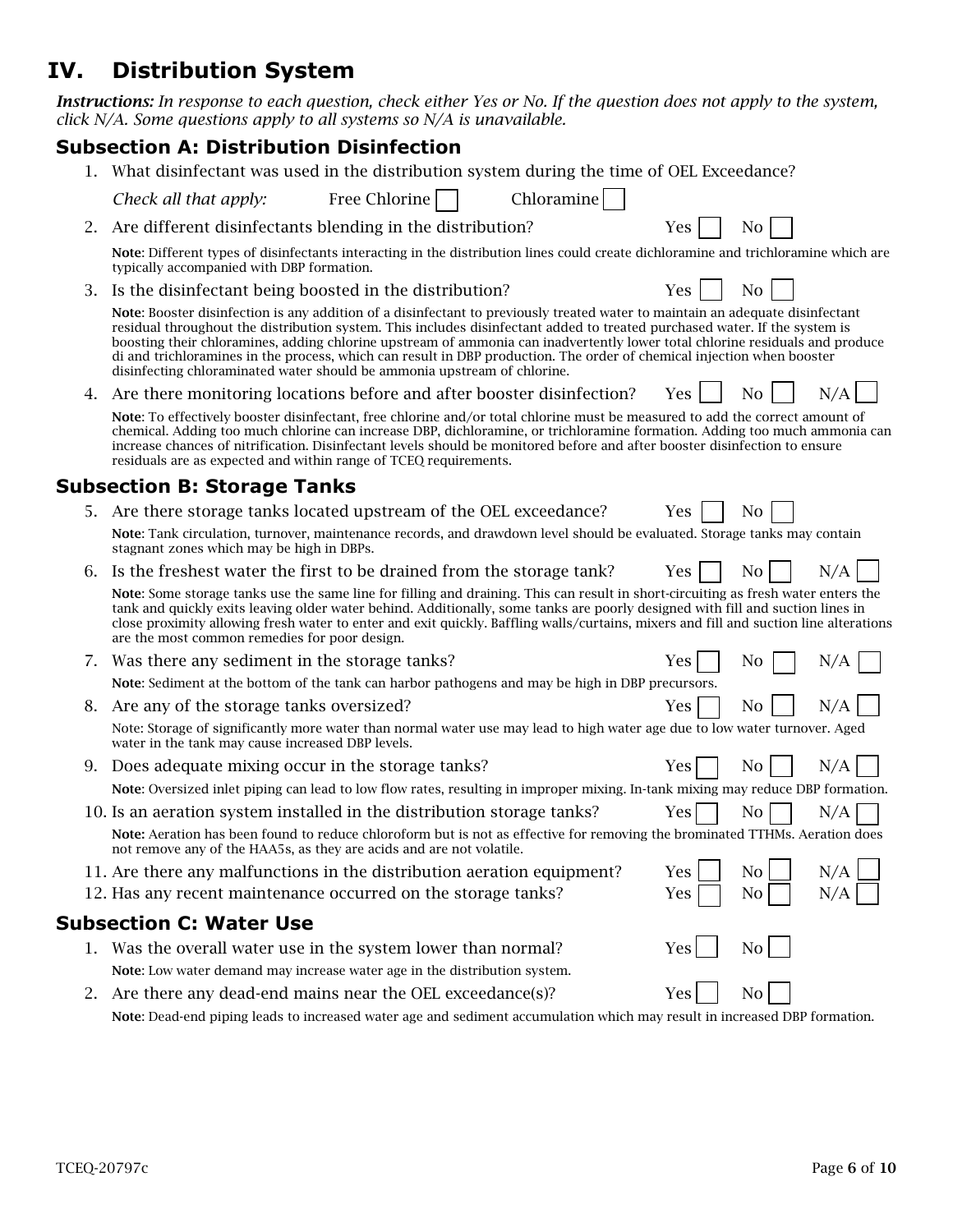# IV. Distribution System

***Instructions:*** *In response to each question, check either Yes or No. If the question does not apply to the system, click N/A. Some questions apply to all systems so N/A is unavailable.*

## Subsection A: Distribution Disinfection

1. What disinfectant was used in the distribution system during the time of OEL Exceedance?

   *Check all that apply:* Free Chlorine ☐ Chloramine ☐

2. Are different disinfectants blending in the distribution? Yes ☐ No ☐

   **Note**: Different types of disinfectants interacting in the distribution lines could create dichloramine and trichloramine which are typically accompanied with DBP formation.

3. Is the disinfectant being boosted in the distribution? Yes ☐ No ☐

   **Note**: Booster disinfection is any addition of a disinfectant to previously treated water to maintain an adequate disinfectant residual throughout the distribution system. This includes disinfectant added to treated purchased water. If the system is boosting their chloramines, adding chlorine upstream of ammonia can inadvertently lower total chlorine residuals and produce di and trichloramines in the process, which can result in DBP production. The order of chemical injection when booster disinfecting chloraminated water should be ammonia upstream of chlorine.

4. Are there monitoring locations before and after booster disinfection? Yes ☐ No ☐ N/A ☐

   **Note**: To effectively booster disinfectant, free chlorine and/or total chlorine must be measured to add the correct amount of chemical. Adding too much chlorine can increase DBP, dichloramine, or trichloramine formation. Adding too much ammonia can increase chances of nitrification. Disinfectant levels should be monitored before and after booster disinfection to ensure residuals are as expected and within range of TCEQ requirements.

## Subsection B: Storage Tanks

5. Are there storage tanks located upstream of the OEL exceedance? Yes ☐ No ☐

   **Note**: Tank circulation, turnover, maintenance records, and drawdown level should be evaluated. Storage tanks may contain stagnant zones which may be high in DBPs.

6. Is the freshest water the first to be drained from the storage tank? Yes ☐ No ☐ N/A ☐

   **Note**: Some storage tanks use the same line for filling and draining. This can result in short-circuiting as fresh water enters the tank and quickly exits leaving older water behind. Additionally, some tanks are poorly designed with fill and suction lines in close proximity allowing fresh water to enter and exit quickly. Baffling walls/curtains, mixers and fill and suction line alterations are the most common remedies for poor design.

7. Was there any sediment in the storage tanks? Yes ☐ No ☐ N/A ☐

   **Note**: Sediment at the bottom of the tank can harbor pathogens and may be high in DBP precursors.

8. Are any of the storage tanks oversized? Yes ☐ No ☐ N/A ☐

   Note: Storage of significantly more water than normal water use may lead to high water age due to low water turnover. Aged water in the tank may cause increased DBP levels.

9. Does adequate mixing occur in the storage tanks? Yes ☐ No ☐ N/A ☐

   **Note**: Oversized inlet piping can lead to low flow rates, resulting in improper mixing. In-tank mixing may reduce DBP formation.

10. Is an aeration system installed in the distribution storage tanks? Yes ☐ No ☐ N/A ☐

    **Note:** Aeration has been found to reduce chloroform but is not as effective for removing the brominated TTHMs. Aeration does not remove any of the HAA5s, as they are acids and are not volatile.

11. Are there any malfunctions in the distribution aeration equipment? Yes ☐ No ☐ N/A ☐
12. Has any recent maintenance occurred on the storage tanks? Yes ☐ No ☐ N/A ☐

## Subsection C: Water Use

1. Was the overall water use in the system lower than normal? Yes ☐ No ☐

   **Note**: Low water demand may increase water age in the distribution system.

2. Are there any dead-end mains near the OEL exceedance(s)? Yes ☐ No ☐

   **Note**: Dead-end piping leads to increased water age and sediment accumulation which may result in increased DBP formation.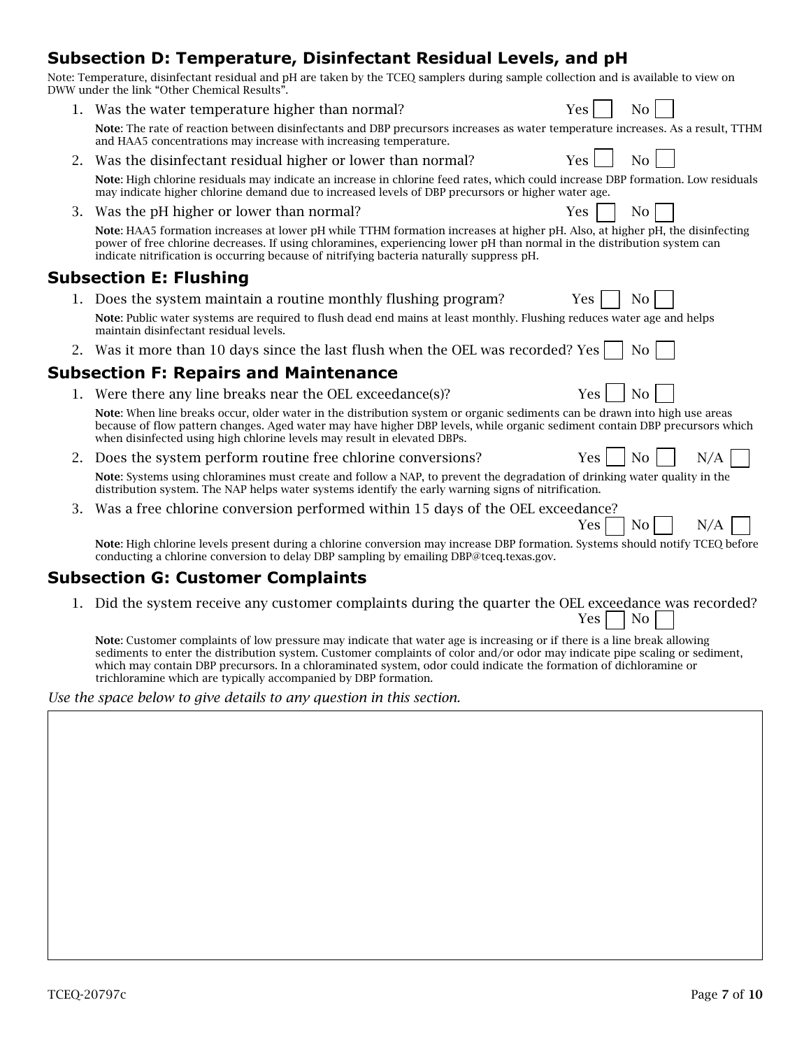## Subsection D: Temperature, Disinfectant Residual Levels, and pH

Note: Temperature, disinfectant residual and pH are taken by the TCEQ samplers during sample collection and is available to view on DWW under the link “Other Chemical Results”.

1. Was the water temperature higher than normal? Yes ☐ No ☐

   **Note**: The rate of reaction between disinfectants and DBP precursors increases as water temperature increases. As a result, TTHM and HAA5 concentrations may increase with increasing temperature.

2. Was the disinfectant residual higher or lower than normal? Yes ☐ No ☐

   **Note**: High chlorine residuals may indicate an increase in chlorine feed rates, which could increase DBP formation. Low residuals may indicate higher chlorine demand due to increased levels of DBP precursors or higher water age.

3. Was the pH higher or lower than normal? Yes ☐ No ☐

   **Note**: HAA5 formation increases at lower pH while TTHM formation increases at higher pH. Also, at higher pH, the disinfecting power of free chlorine decreases. If using chloramines, experiencing lower pH than normal in the distribution system can indicate nitrification is occurring because of nitrifying bacteria naturally suppress pH.

## Subsection E: Flushing

1. Does the system maintain a routine monthly flushing program? Yes ☐ No ☐

   **Note**: Public water systems are required to flush dead end mains at least monthly. Flushing reduces water age and helps maintain disinfectant residual levels.

2. Was it more than 10 days since the last flush when the OEL was recorded? Yes ☐ No ☐

## Subsection F: Repairs and Maintenance

1. Were there any line breaks near the OEL exceedance(s)? Yes ☐ No ☐

   **Note**: When line breaks occur, older water in the distribution system or organic sediments can be drawn into high use areas because of flow pattern changes. Aged water may have higher DBP levels, while organic sediment contain DBP precursors which when disinfected using high chlorine levels may result in elevated DBPs.

2. Does the system perform routine free chlorine conversions? Yes ☐ No ☐ N/A ☐

   **Note**: Systems using chloramines must create and follow a NAP, to prevent the degradation of drinking water quality in the distribution system. The NAP helps water systems identify the early warning signs of nitrification.

3. Was a free chlorine conversion performed within 15 days of the OEL exceedance? Yes ☐ No ☐ N/A ☐

   **Note**: High chlorine levels present during a chlorine conversion may increase DBP formation. Systems should notify TCEQ before conducting a chlorine conversion to delay DBP sampling by emailing DBP@tceq.texas.gov.

## Subsection G: Customer Complaints

1. Did the system receive any customer complaints during the quarter the OEL exceedance was recorded? Yes ☐ No ☐

   **Note**: Customer complaints of low pressure may indicate that water age is increasing or if there is a line break allowing sediments to enter the distribution system. Customer complaints of color and/or odor may indicate pipe scaling or sediment, which may contain DBP precursors. In a chloraminated system, odor could indicate the formation of dichloramine or trichloramine which are typically accompanied by DBP formation.

*Use the space below to give details to any question in this section.*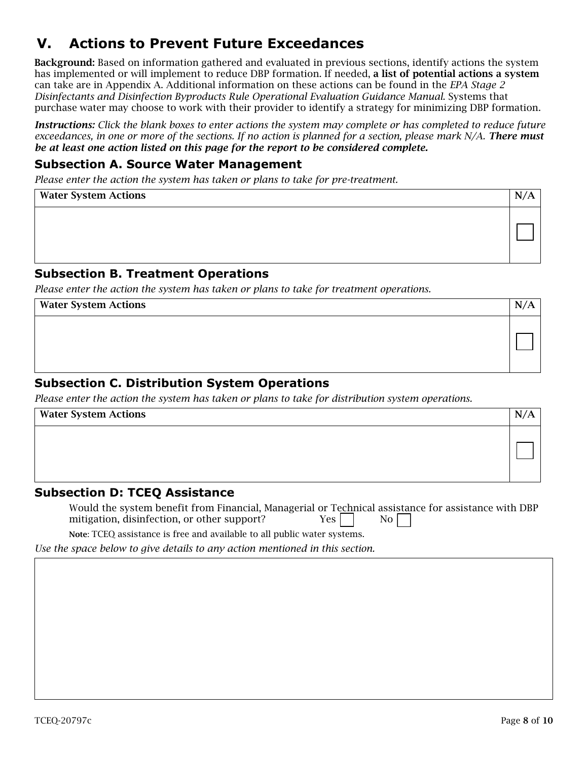## V. Actions to Prevent Future Exceedances

**Background:** Based on information gathered and evaluated in previous sections, identify actions the system has implemented or will implement to reduce DBP formation. If needed, **a list of potential actions a system** can take are in Appendix A. Additional information on these actions can be found in the *EPA Stage 2 Disinfectants and Disinfection Byproducts Rule Operational Evaluation Guidance Manual*. Systems that purchase water may choose to work with their provider to identify a strategy for minimizing DBP formation.

***Instructions:*** *Click the blank boxes to enter actions the system may complete or has completed to reduce future exceedances, in one or more of the sections. If no action is planned for a section, please mark N/A.* ***There must be at least one action listed on this page for the report to be considered complete.***

### Subsection A. Source Water Management

*Please enter the action the system has taken or plans to take for pre-treatment.*

| Water System Actions | N/A |
|---|---|
| | ☐ |

### Subsection B. Treatment Operations

*Please enter the action the system has taken or plans to take for treatment operations.*

| Water System Actions | N/A |
|---|---|
| | ☐ |

### Subsection C. Distribution System Operations

*Please enter the action the system has taken or plans to take for distribution system operations.*

| Water System Actions | N/A |
|---|---|
| | ☐ |

### Subsection D: TCEQ Assistance

Would the system benefit from Financial, Managerial or Technical assistance for assistance with DBP mitigation, disinfection, or other support? Yes ☐ No ☐

**Note**: TCEQ assistance is free and available to all public water systems.

*Use the space below to give details to any action mentioned in this section.*

| |
|---|
| |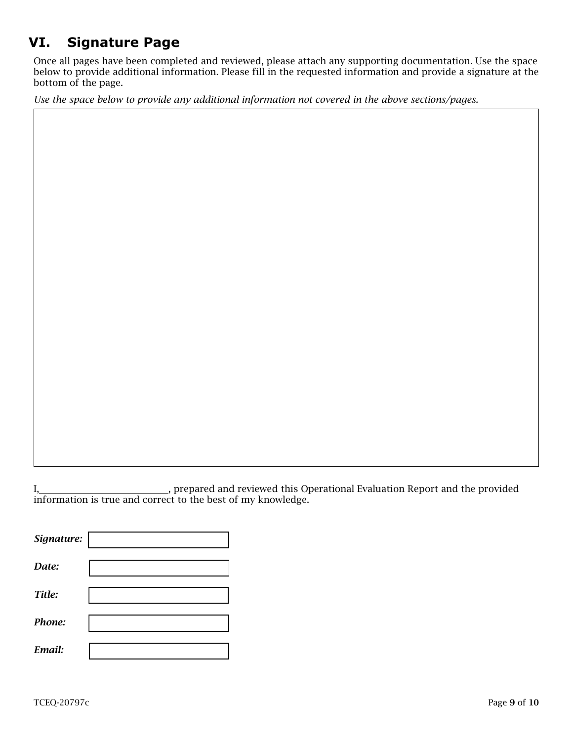## VI. Signature Page

Once all pages have been completed and reviewed, please attach any supporting documentation. Use the space below to provide additional information. Please fill in the requested information and provide a signature at the bottom of the page.

*Use the space below to provide any additional information not covered in the above sections/pages.*

I,\_\_\_\_\_\_\_\_\_\_\_\_\_\_\_\_\_\_\_\_\_\_\_\_\_\_\_\_, prepared and reviewed this Operational Evaluation Report and the provided information is true and correct to the best of my knowledge.

***Signature:***

***Date:***

***Title:***

***Phone:***

***Email:***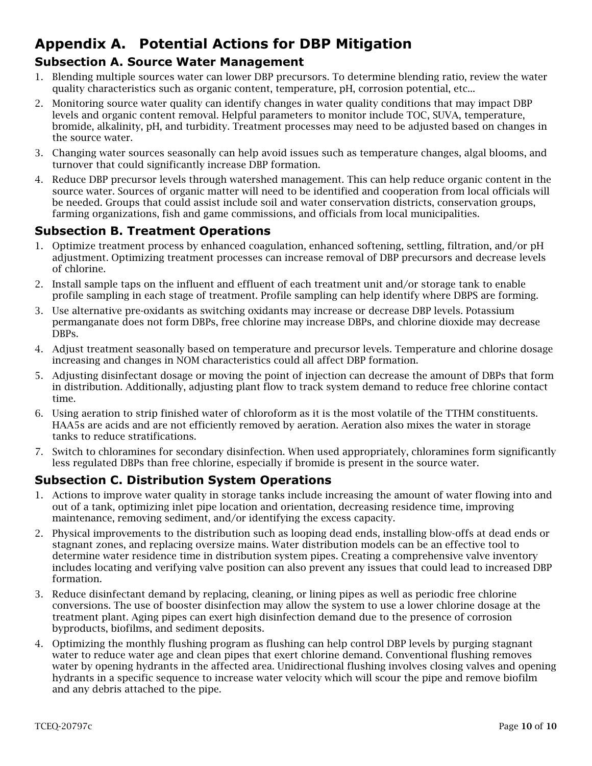# Appendix A. Potential Actions for DBP Mitigation

## Subsection A. Source Water Management

1. Blending multiple sources water can lower DBP precursors. To determine blending ratio, review the water quality characteristics such as organic content, temperature, pH, corrosion potential, etc...
2. Monitoring source water quality can identify changes in water quality conditions that may impact DBP levels and organic content removal. Helpful parameters to monitor include TOC, SUVA, temperature, bromide, alkalinity, pH, and turbidity. Treatment processes may need to be adjusted based on changes in the source water.
3. Changing water sources seasonally can help avoid issues such as temperature changes, algal blooms, and turnover that could significantly increase DBP formation.
4. Reduce DBP precursor levels through watershed management. This can help reduce organic content in the source water. Sources of organic matter will need to be identified and cooperation from local officials will be needed. Groups that could assist include soil and water conservation districts, conservation groups, farming organizations, fish and game commissions, and officials from local municipalities.

## Subsection B. Treatment Operations

1. Optimize treatment process by enhanced coagulation, enhanced softening, settling, filtration, and/or pH adjustment. Optimizing treatment processes can increase removal of DBP precursors and decrease levels of chlorine.
2. Install sample taps on the influent and effluent of each treatment unit and/or storage tank to enable profile sampling in each stage of treatment. Profile sampling can help identify where DBPS are forming.
3. Use alternative pre-oxidants as switching oxidants may increase or decrease DBP levels. Potassium permanganate does not form DBPs, free chlorine may increase DBPs, and chlorine dioxide may decrease DBPs.
4. Adjust treatment seasonally based on temperature and precursor levels. Temperature and chlorine dosage increasing and changes in NOM characteristics could all affect DBP formation.
5. Adjusting disinfectant dosage or moving the point of injection can decrease the amount of DBPs that form in distribution. Additionally, adjusting plant flow to track system demand to reduce free chlorine contact time.
6. Using aeration to strip finished water of chloroform as it is the most volatile of the TTHM constituents. HAA5s are acids and are not efficiently removed by aeration. Aeration also mixes the water in storage tanks to reduce stratifications.
7. Switch to chloramines for secondary disinfection. When used appropriately, chloramines form significantly less regulated DBPs than free chlorine, especially if bromide is present in the source water.

## Subsection C. Distribution System Operations

1. Actions to improve water quality in storage tanks include increasing the amount of water flowing into and out of a tank, optimizing inlet pipe location and orientation, decreasing residence time, improving maintenance, removing sediment, and/or identifying the excess capacity.
2. Physical improvements to the distribution such as looping dead ends, installing blow-offs at dead ends or stagnant zones, and replacing oversize mains. Water distribution models can be an effective tool to determine water residence time in distribution system pipes. Creating a comprehensive valve inventory includes locating and verifying valve position can also prevent any issues that could lead to increased DBP formation.
3. Reduce disinfectant demand by replacing, cleaning, or lining pipes as well as periodic free chlorine conversions. The use of booster disinfection may allow the system to use a lower chlorine dosage at the treatment plant. Aging pipes can exert high disinfection demand due to the presence of corrosion byproducts, biofilms, and sediment deposits.
4. Optimizing the monthly flushing program as flushing can help control DBP levels by purging stagnant water to reduce water age and clean pipes that exert chlorine demand. Conventional flushing removes water by opening hydrants in the affected area. Unidirectional flushing involves closing valves and opening hydrants in a specific sequence to increase water velocity which will scour the pipe and remove biofilm and any debris attached to the pipe.